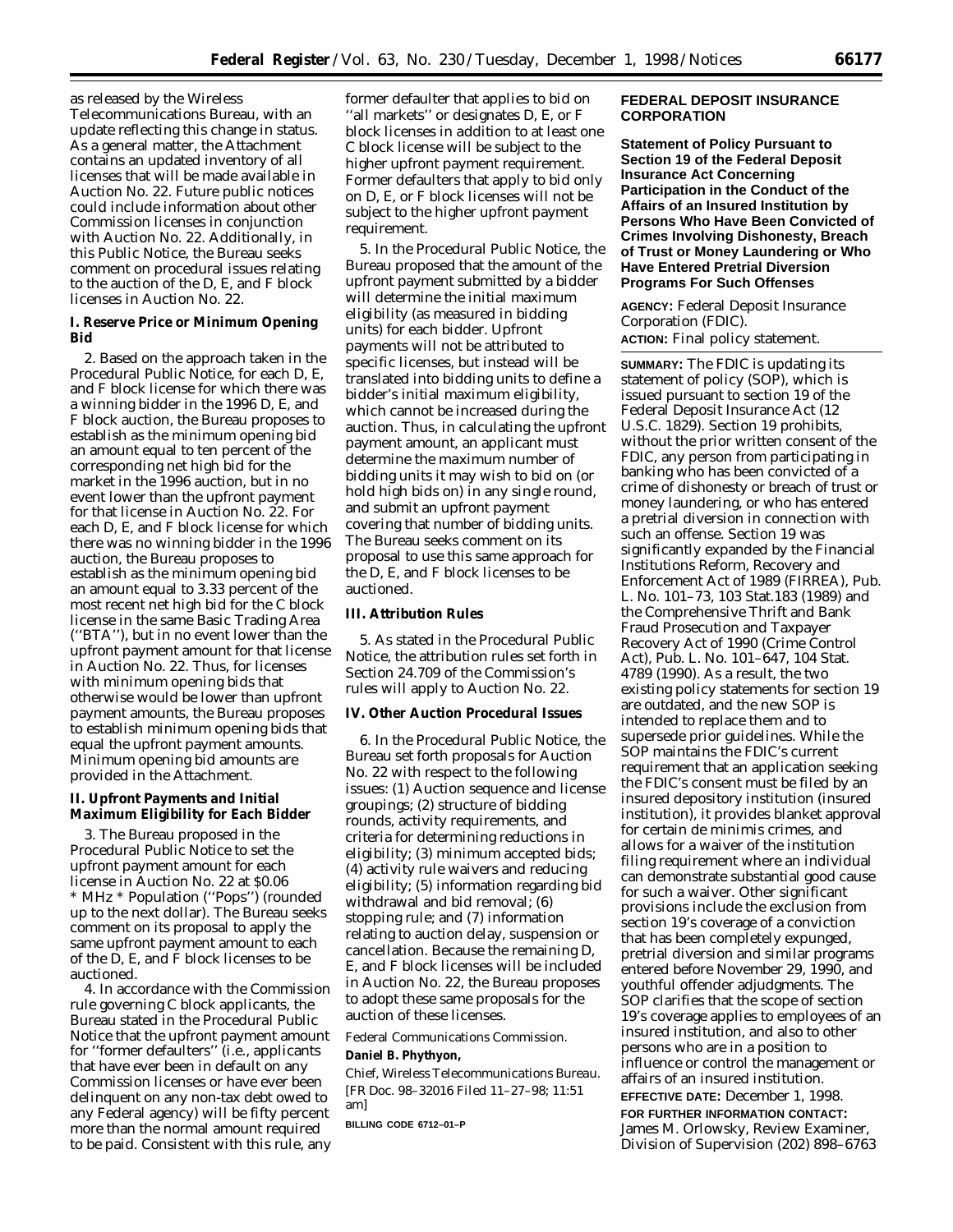as released by the Wireless Telecommunications Bureau, with an update reflecting this change in status. As a general matter, the Attachment contains an updated inventory of all licenses that will be made available in Auction No. 22. Future public notices could include information about other Commission licenses in conjunction with Auction No. 22. Additionally, in this Public Notice, the Bureau seeks comment on procedural issues relating to the auction of the D, E, and F block licenses in Auction No. 22.

### I. Reserve Price or Minimum Opening Bid

2. Based on the approach taken in the Procedural Public Notice, for each D, E, and F block license for which there was a winning bidder in the 1996 D, E, and F block auction, the Bureau proposes to establish as the minimum opening bid an amount equal to ten percent of the corresponding net high bid for the market in the 1996 auction, but in no event lower than the upfront payment for that license in Auction No. 22. For each D, E, and F block license for which there was no winning bidder in the 1996 auction, the Bureau proposes to establish as the minimum opening bid an amount equal to 3.33 percent of the most recent net high bid for the C block license in the same Basic Trading Area (''BTA''), but in no event lower than the upfront payment amount for that license in Auction No. 22. Thus, for licenses with minimum opening bids that otherwise would be lower than upfront payment amounts, the Bureau proposes to establish minimum opening bids that equal the upfront payment amounts. Minimum opening bid amounts are provided in the Attachment.

### II. Upfront Payments and Initial Maximum Eligibility for Each Bidder

3. The Bureau proposed in the Procedural Public Notice to set the upfront payment amount for each license in Auction No. 22 at $0.06 * MHz * Population (''Pops'') (rounded up to the next dollar). The Bureau seeks comment on its proposal to apply the same upfront payment amount to each of the D, E, and F block licenses to be auctioned.

4. In accordance with the Commission rule governing C block applicants, the Bureau stated in the Procedural Public Notice that the upfront payment amount for ''former defaulters'' (i.e., applicants that have ever been in default on any Commission licenses or have ever been delinquent on any non-tax debt owed to any Federal agency) will be fifty percent more than the normal amount required to be paid. Consistent with this rule, any former defaulter that applies to bid on ''all markets'' or designates D, E, or F block licenses in addition to at least one C block license will be subject to the higher upfront payment requirement. Former defaulters that apply to bid only on D, E, or F block licenses will not be subject to the higher upfront payment requirement.

5. In the Procedural Public Notice, the Bureau proposed that the amount of the upfront payment submitted by a bidder will determine the initial maximum eligibility (as measured in bidding units) for each bidder. Upfront payments will not be attributed to specific licenses, but instead will be translated into bidding units to define a bidder's initial maximum eligibility, which cannot be increased during the auction. Thus, in calculating the upfront payment amount, an applicant must determine the maximum number of bidding units it may wish to bid on (or hold high bids on) in any single round, and submit an upfront payment covering that number of bidding units. The Bureau seeks comment on its proposal to use this same approach for the D, E, and F block licenses to be auctioned.

### III. Attribution Rules

5. As stated in the Procedural Public Notice, the attribution rules set forth in Section 24.709 of the Commission's rules will apply to Auction No. 22.

### IV. Other Auction Procedural Issues

6. In the Procedural Public Notice, the Bureau set forth proposals for Auction No. 22 with respect to the following issues: (1) Auction sequence and license groupings; (2) structure of bidding rounds, activity requirements, and criteria for determining reductions in eligibility; (3) minimum accepted bids; (4) activity rule waivers and reducing eligibility; (5) information regarding bid withdrawal and bid removal; (6) stopping rule; and (7) information relating to auction delay, suspension or cancellation. Because the remaining D, E, and F block licenses will be included in Auction No. 22, the Bureau proposes to adopt these same proposals for the auction of these licenses.

Federal Communications Commission.

**Daniel B. Phythyon,**

*Chief, Wireless Telecommunications Bureau.*

[FR Doc. 98–32016 Filed 11–27–98; 11:51 am]

**BILLING CODE 6712–01–P**

## FEDERAL DEPOSIT INSURANCE CORPORATION

### Statement of Policy Pursuant to Section 19 of the Federal Deposit Insurance Act Concerning Participation in the Conduct of the Affairs of an Insured Institution by Persons Who Have Been Convicted of Crimes Involving Dishonesty, Breach of Trust or Money Laundering or Who Have Entered Pretrial Diversion Programs For Such Offenses

**AGENCY:** Federal Deposit Insurance Corporation (FDIC).

**ACTION:** Final policy statement.

**SUMMARY:** The FDIC is updating its statement of policy (SOP), which is issued pursuant to section 19 of the Federal Deposit Insurance Act (12 U.S.C. 1829). Section 19 prohibits, without the prior written consent of the FDIC, any person from participating in banking who has been convicted of a crime of dishonesty or breach of trust or money laundering, or who has entered a pretrial diversion in connection with such an offense. Section 19 was significantly expanded by the Financial Institutions Reform, Recovery and Enforcement Act of 1989 (FIRREA), Pub. L. No. 101–73, 103 Stat.183 (1989) and the Comprehensive Thrift and Bank Fraud Prosecution and Taxpayer Recovery Act of 1990 (Crime Control Act), Pub. L. No. 101–647, 104 Stat. 4789 (1990). As a result, the two existing policy statements for section 19 are outdated, and the new SOP is intended to replace them and to supersede prior guidelines. While the SOP maintains the FDIC's current requirement that an application seeking the FDIC's consent must be filed by an insured depository institution (insured institution), it provides blanket approval for certain de minimis crimes, and allows for a waiver of the institution filing requirement where an individual can demonstrate substantial good cause for such a waiver. Other significant provisions include the exclusion from section 19's coverage of a conviction that has been completely expunged, pretrial diversion and similar programs entered before November 29, 1990, and youthful offender adjudgments. The SOP clarifies that the scope of section 19's coverage applies to employees of an insured institution, and also to other persons who are in a position to influence or control the management or affairs of an insured institution.

**EFFECTIVE DATE:** December 1, 1998.

**FOR FURTHER INFORMATION CONTACT:** James M. Orlowsky, Review Examiner, Division of Supervision (202) 898–6763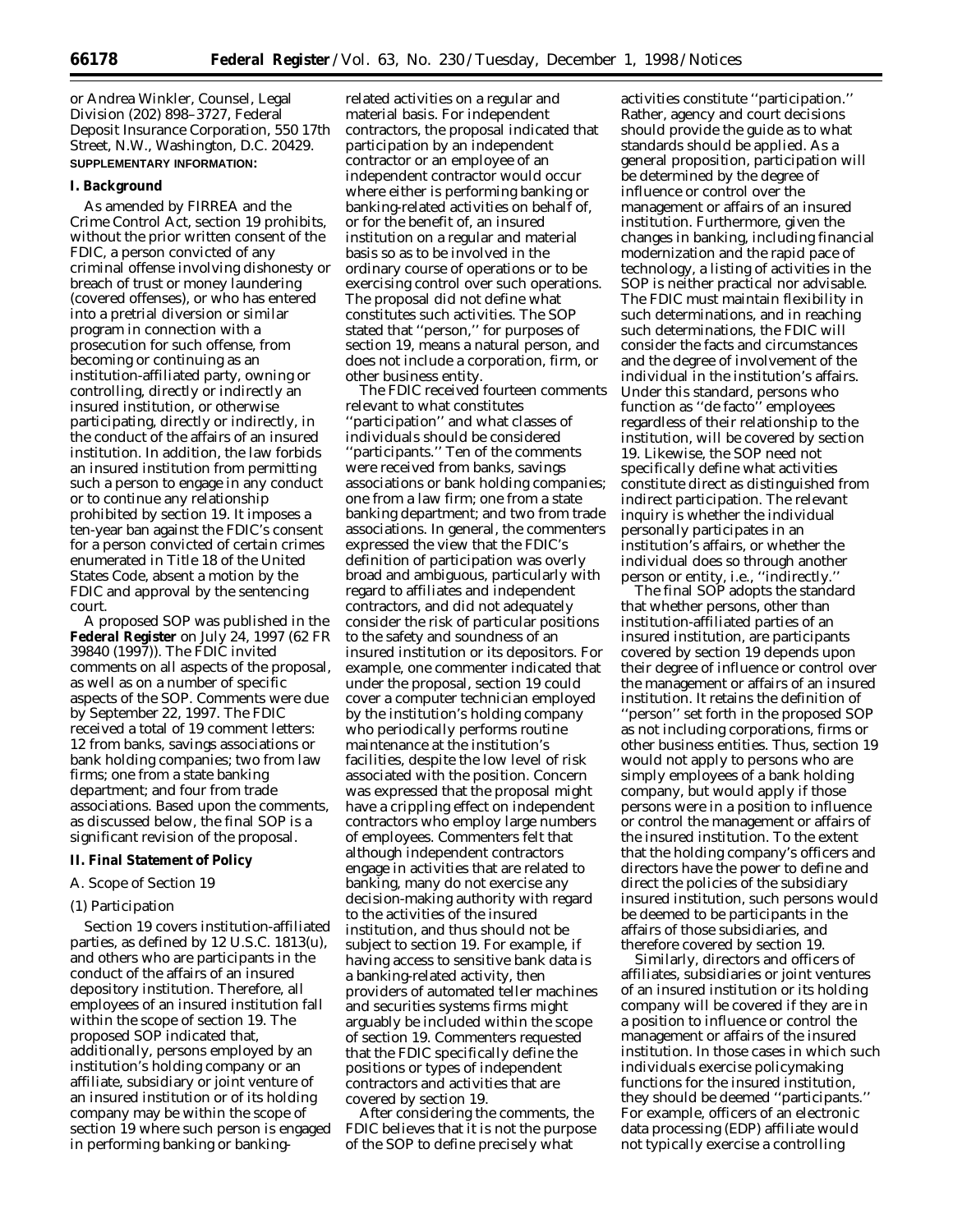or Andrea Winkler, Counsel, Legal Division (202) 898–3727, Federal Deposit Insurance Corporation, 550 17th Street, N.W., Washington, D.C. 20429.

**SUPPLEMENTARY INFORMATION:**

## I. Background

As amended by FIRREA and the Crime Control Act, section 19 prohibits, without the prior written consent of the FDIC, a person convicted of any criminal offense involving dishonesty or breach of trust or money laundering (covered offenses), or who has entered into a pretrial diversion or similar program in connection with a prosecution for such offense, from becoming or continuing as an institution-affiliated party, owning or controlling, directly or indirectly an insured institution, or otherwise participating, directly or indirectly, in the conduct of the affairs of an insured institution. In addition, the law forbids an insured institution from permitting such a person to engage in any conduct or to continue any relationship prohibited by section 19. It imposes a ten-year ban against the FDIC's consent for a person convicted of certain crimes enumerated in Title 18 of the United States Code, absent a motion by the FDIC and approval by the sentencing court.

A proposed SOP was published in the **Federal Register** on July 24, 1997 (62 FR 39840 (1997)). The FDIC invited comments on all aspects of the proposal, as well as on a number of specific aspects of the SOP. Comments were due by September 22, 1997. The FDIC received a total of 19 comment letters: 12 from banks, savings associations or bank holding companies; two from law firms; one from a state banking department; and four from trade associations. Based upon the comments, as discussed below, the final SOP is a significant revision of the proposal.

## II. Final Statement of Policy

### A. Scope of Section 19

#### (1) Participation

Section 19 covers institution-affiliated parties, as defined by 12 U.S.C. 1813(u), and others who are participants in the conduct of the affairs of an insured depository institution. Therefore, all employees of an insured institution fall within the scope of section 19. The proposed SOP indicated that, additionally, persons employed by an institution's holding company or an affiliate, subsidiary or joint venture of an insured institution or of its holding company may be within the scope of section 19 where such person is engaged in performing banking or banking-related activities on a regular and material basis. For independent contractors, the proposal indicated that participation by an independent contractor or an employee of an independent contractor would occur where either is performing banking or banking-related activities on behalf of, or for the benefit of, an insured institution on a regular and material basis so as to be involved in the ordinary course of operations or to be exercising control over such operations. The proposal did not define what constitutes such activities. The SOP stated that ''person,'' for purposes of section 19, means a natural person, and does not include a corporation, firm, or other business entity.

The FDIC received fourteen comments relevant to what constitutes ''participation'' and what classes of individuals should be considered ''participants.'' Ten of the comments were received from banks, savings associations or bank holding companies; one from a law firm; one from a state banking department; and two from trade associations. In general, the commenters expressed the view that the FDIC's definition of participation was overly broad and ambiguous, particularly with regard to affiliates and independent contractors, and did not adequately consider the risk of particular positions to the safety and soundness of an insured institution or its depositors. For example, one commenter indicated that under the proposal, section 19 could cover a computer technician employed by the institution's holding company who periodically performs routine maintenance at the institution's facilities, despite the low level of risk associated with the position. Concern was expressed that the proposal might have a crippling effect on independent contractors who employ large numbers of employees. Commenters felt that although independent contractors engage in activities that are related to banking, many do not exercise any decision-making authority with regard to the activities of the insured institution, and thus should not be subject to section 19. For example, if having access to sensitive bank data is a banking-related activity, then providers of automated teller machines and securities systems firms might arguably be included within the scope of section 19. Commenters requested that the FDIC specifically define the positions or types of independent contractors and activities that are covered by section 19.

After considering the comments, the FDIC believes that it is not the purpose of the SOP to define precisely what activities constitute ''participation.'' Rather, agency and court decisions should provide the guide as to what standards should be applied. As a general proposition, participation will be determined by the degree of influence or control over the management or affairs of an insured institution. Furthermore, given the changes in banking, including financial modernization and the rapid pace of technology, a listing of activities in the SOP is neither practical nor advisable. The FDIC must maintain flexibility in such determinations, and in reaching such determinations, the FDIC will consider the facts and circumstances and the degree of involvement of the individual in the institution's affairs. Under this standard, persons who function as ''de facto'' employees regardless of their relationship to the institution, will be covered by section 19. Likewise, the SOP need not specifically define what activities constitute direct as distinguished from indirect participation. The relevant inquiry is whether the individual personally participates in an institution's affairs, or whether the individual does so through another person or entity, i.e., ''indirectly.''

The final SOP adopts the standard that whether persons, other than institution-affiliated parties of an insured institution, are participants covered by section 19 depends upon their degree of influence or control over the management or affairs of an insured institution. It retains the definition of ''person'' set forth in the proposed SOP as not including corporations, firms or other business entities. Thus, section 19 would not apply to persons who are simply employees of a bank holding company, but would apply if those persons were in a position to influence or control the management or affairs of the insured institution. To the extent that the holding company's officers and directors have the power to define and direct the policies of the subsidiary insured institution, such persons would be deemed to be participants in the affairs of those subsidiaries, and therefore covered by section 19.

Similarly, directors and officers of affiliates, subsidiaries or joint ventures of an insured institution or its holding company will be covered if they are in a position to influence or control the management or affairs of the insured institution. In those cases in which such individuals exercise policymaking functions for the insured institution, they should be deemed ''participants.'' For example, officers of an electronic data processing (EDP) affiliate would not typically exercise a controlling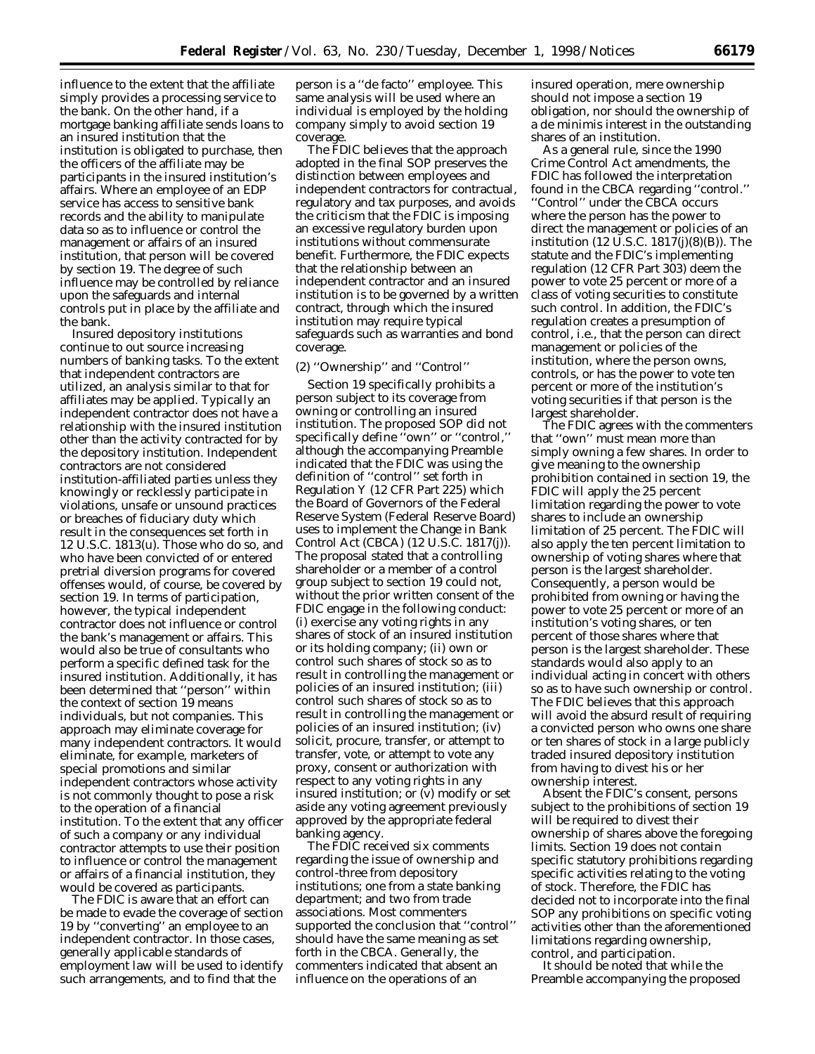influence to the extent that the affiliate simply provides a processing service to the bank. On the other hand, if a mortgage banking affiliate sends loans to an insured institution that the institution is obligated to purchase, then the officers of the affiliate may be participants in the insured institution's affairs. Where an employee of an EDP service has access to sensitive bank records and the ability to manipulate data so as to influence or control the management or affairs of an insured institution, that person will be covered by section 19. The degree of such influence may be controlled by reliance upon the safeguards and internal controls put in place by the affiliate and the bank.

Insured depository institutions continue to out source increasing numbers of banking tasks. To the extent that independent contractors are utilized, an analysis similar to that for affiliates may be applied. Typically an independent contractor does not have a relationship with the insured institution other than the activity contracted for by the depository institution. Independent contractors are not considered institution-affiliated parties unless they knowingly or recklessly participate in violations, unsafe or unsound practices or breaches of fiduciary duty which result in the consequences set forth in 12 U.S.C. 1813(u). Those who do so, and who have been convicted of or entered pretrial diversion programs for covered offenses would, of course, be covered by section 19. In terms of participation, however, the typical independent contractor does not influence or control the bank's management or affairs. This would also be true of consultants who perform a specific defined task for the insured institution. Additionally, it has been determined that ''person'' within the context of section 19 means individuals, but not companies. This approach may eliminate coverage for many independent contractors. It would eliminate, for example, marketers of special promotions and similar independent contractors whose activity is not commonly thought to pose a risk to the operation of a financial institution. To the extent that any officer of such a company or any individual contractor attempts to use their position to influence or control the management or affairs of a financial institution, they would be covered as participants.

The FDIC is aware that an effort can be made to evade the coverage of section 19 by ''converting'' an employee to an independent contractor. In those cases, generally applicable standards of employment law will be used to identify such arrangements, and to find that the person is a ''de facto'' employee. This same analysis will be used where an individual is employed by the holding company simply to avoid section 19 coverage.

The FDIC believes that the approach adopted in the final SOP preserves the distinction between employees and independent contractors for contractual, regulatory and tax purposes, and avoids the criticism that the FDIC is imposing an excessive regulatory burden upon institutions without commensurate benefit. Furthermore, the FDIC expects that the relationship between an independent contractor and an insured institution is to be governed by a written contract, through which the insured institution may require typical safeguards such as warranties and bond coverage.

(2) ''Ownership'' and ''Control''

Section 19 specifically prohibits a person subject to its coverage from owning or controlling an insured institution. The proposed SOP did not specifically define ''own'' or ''control,'' although the accompanying Preamble indicated that the FDIC was using the definition of ''control'' set forth in Regulation Y (12 CFR Part 225) which the Board of Governors of the Federal Reserve System (Federal Reserve Board) uses to implement the Change in Bank Control Act (CBCA) (12 U.S.C. 1817(j)). The proposal stated that a controlling shareholder or a member of a control group subject to section 19 could not, without the prior written consent of the FDIC engage in the following conduct: (i) exercise any voting rights in any shares of stock of an insured institution or its holding company; (ii) own or control such shares of stock so as to result in controlling the management or policies of an insured institution; (iii) control such shares of stock so as to result in controlling the management or policies of an insured institution; (iv) solicit, procure, transfer, or attempt to transfer, vote, or attempt to vote any proxy, consent or authorization with respect to any voting rights in any insured institution; or (v) modify or set aside any voting agreement previously approved by the appropriate federal banking agency.

The FDIC received six comments regarding the issue of ownership and control-three from depository institutions; one from a state banking department; and two from trade associations. Most commenters supported the conclusion that ''control'' should have the same meaning as set forth in the CBCA. Generally, the commenters indicated that absent an influence on the operations of an insured operation, mere ownership should not impose a section 19 obligation, nor should the ownership of a de minimis interest in the outstanding shares of an institution.

As a general rule, since the 1990 Crime Control Act amendments, the FDIC has followed the interpretation found in the CBCA regarding ''control.'' ''Control'' under the CBCA occurs where the person has the power to direct the management or policies of an institution (12 U.S.C. 1817(j)(8)(B)). The statute and the FDIC's implementing regulation (12 CFR Part 303) deem the power to vote 25 percent or more of a class of voting securities to constitute such control. In addition, the FDIC's regulation creates a presumption of control, i.e., that the person can direct management or policies of the institution, where the person owns, controls, or has the power to vote ten percent or more of the institution's voting securities if that person is the largest shareholder.

The FDIC agrees with the commenters that ''own'' must mean more than simply owning a few shares. In order to give meaning to the ownership prohibition contained in section 19, the FDIC will apply the 25 percent limitation regarding the power to vote shares to include an ownership limitation of 25 percent. The FDIC will also apply the ten percent limitation to ownership of voting shares where that person is the largest shareholder. Consequently, a person would be prohibited from owning or having the power to vote 25 percent or more of an institution's voting shares, or ten percent of those shares where that person is the largest shareholder. These standards would also apply to an individual acting in concert with others so as to have such ownership or control. The FDIC believes that this approach will avoid the absurd result of requiring a convicted person who owns one share or ten shares of stock in a large publicly traded insured depository institution from having to divest his or her ownership interest.

Absent the FDIC's consent, persons subject to the prohibitions of section 19 will be required to divest their ownership of shares above the foregoing limits. Section 19 does not contain specific statutory prohibitions regarding specific activities relating to the voting of stock. Therefore, the FDIC has decided not to incorporate into the final SOP any prohibitions on specific voting activities other than the aforementioned limitations regarding ownership, control, and participation.

It should be noted that while the Preamble accompanying the proposed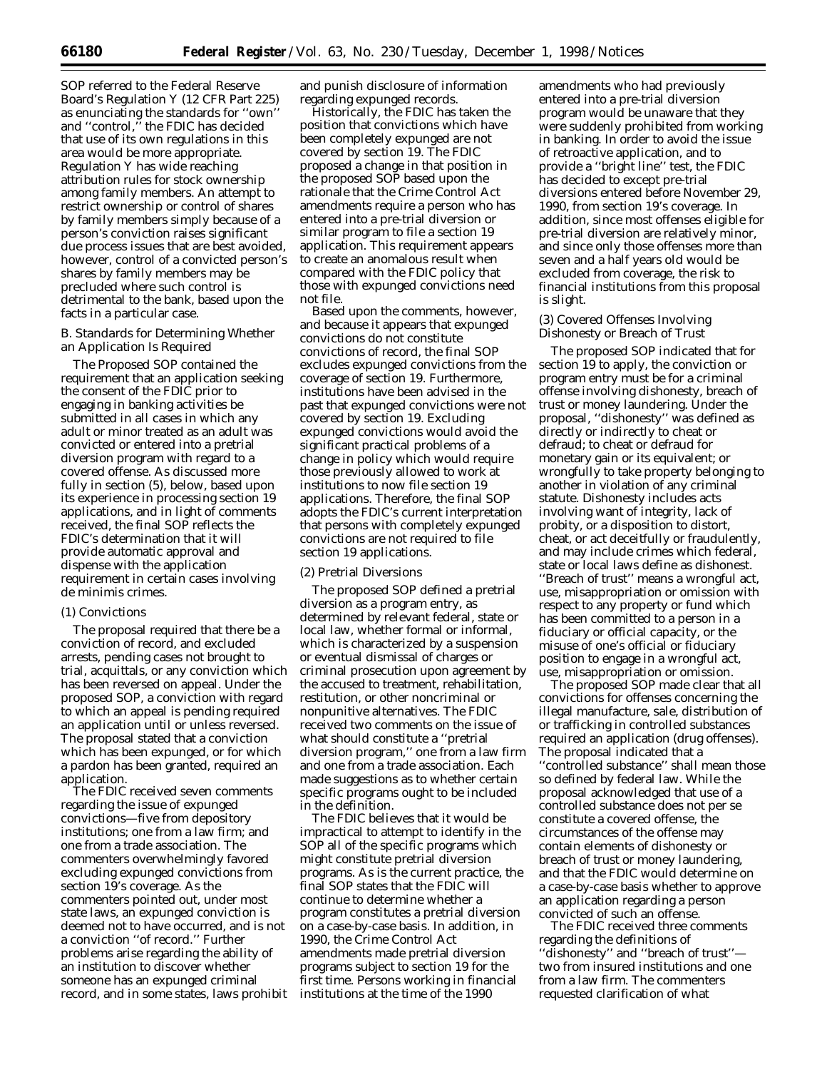SOP referred to the Federal Reserve Board's Regulation Y (12 CFR Part 225) as enunciating the standards for ''own'' and ''control,'' the FDIC has decided that use of its own regulations in this area would be more appropriate. Regulation Y has wide reaching attribution rules for stock ownership among family members. An attempt to restrict ownership or control of shares by family members simply because of a person's conviction raises significant due process issues that are best avoided, however, control of a convicted person's shares by family members may be precluded where such control is detrimental to the bank, based upon the facts in a particular case.

### B. Standards for Determining Whether an Application Is Required

The Proposed SOP contained the requirement that an application seeking the consent of the FDIC prior to engaging in banking activities be submitted in all cases in which any adult or minor treated as an adult was convicted or entered into a pretrial diversion program with regard to a covered offense. As discussed more fully in section (5), below, based upon its experience in processing section 19 applications, and in light of comments received, the final SOP reflects the FDIC's determination that it will provide automatic approval and dispense with the application requirement in certain cases involving de minimis crimes.

#### (1) Convictions

The proposal required that there be a conviction of record, and excluded arrests, pending cases not brought to trial, acquittals, or any conviction which has been reversed on appeal. Under the proposed SOP, a conviction with regard to which an appeal is pending required an application until or unless reversed. The proposal stated that a conviction which has been expunged, or for which a pardon has been granted, required an application.

The FDIC received seven comments regarding the issue of expunged convictions—five from depository institutions; one from a law firm; and one from a trade association. The commenters overwhelmingly favored excluding expunged convictions from section 19's coverage. As the commenters pointed out, under most state laws, an expunged conviction is deemed not to have occurred, and is not a conviction ''of record.'' Further problems arise regarding the ability of an institution to discover whether someone has an expunged criminal record, and in some states, laws prohibit and punish disclosure of information regarding expunged records.

Historically, the FDIC has taken the position that convictions which have been completely expunged are not covered by section 19. The FDIC proposed a change in that position in the proposed SOP based upon the rationale that the Crime Control Act amendments require a person who has entered into a pre-trial diversion or similar program to file a section 19 application. This requirement appears to create an anomalous result when compared with the FDIC policy that those with expunged convictions need not file.

Based upon the comments, however, and because it appears that expunged convictions do not constitute convictions of record, the final SOP excludes expunged convictions from the coverage of section 19. Furthermore, institutions have been advised in the past that expunged convictions were not covered by section 19. Excluding expunged convictions would avoid the significant practical problems of a change in policy which would require those previously allowed to work at institutions to now file section 19 applications. Therefore, the final SOP adopts the FDIC's current interpretation that persons with completely expunged convictions are not required to file section 19 applications.

#### (2) Pretrial Diversions

The proposed SOP defined a pretrial diversion as a program entry, as determined by relevant federal, state or local law, whether formal or informal, which is characterized by a suspension or eventual dismissal of charges or criminal prosecution upon agreement by the accused to treatment, rehabilitation, restitution, or other noncriminal or nonpunitive alternatives. The FDIC received two comments on the issue of what should constitute a ''pretrial diversion program,'' one from a law firm and one from a trade association. Each made suggestions as to whether certain specific programs ought to be included in the definition.

The FDIC believes that it would be impractical to attempt to identify in the SOP all of the specific programs which might constitute pretrial diversion programs. As is the current practice, the final SOP states that the FDIC will continue to determine whether a program constitutes a pretrial diversion on a case-by-case basis. In addition, in 1990, the Crime Control Act amendments made pretrial diversion programs subject to section 19 for the first time. Persons working in financial institutions at the time of the 1990 amendments who had previously entered into a pre-trial diversion program would be unaware that they were suddenly prohibited from working in banking. In order to avoid the issue of retroactive application, and to provide a ''bright line'' test, the FDIC has decided to except pre-trial diversions entered before November 29, 1990, from section 19's coverage. In addition, since most offenses eligible for pre-trial diversion are relatively minor, and since only those offenses more than seven and a half years old would be excluded from coverage, the risk to financial institutions from this proposal is slight.

#### (3) Covered Offenses Involving Dishonesty or Breach of Trust

The proposed SOP indicated that for section 19 to apply, the conviction or program entry must be for a criminal offense involving dishonesty, breach of trust or money laundering. Under the proposal, ''dishonesty'' was defined as directly or indirectly to cheat or defraud; to cheat or defraud for monetary gain or its equivalent; or wrongfully to take property belonging to another in violation of any criminal statute. Dishonesty includes acts involving want of integrity, lack of probity, or a disposition to distort, cheat, or act deceitfully or fraudulently, and may include crimes which federal, state or local laws define as dishonest. ''Breach of trust'' means a wrongful act, use, misappropriation or omission with respect to any property or fund which has been committed to a person in a fiduciary or official capacity, or the misuse of one's official or fiduciary position to engage in a wrongful act, use, misappropriation or omission.

The proposed SOP made clear that all convictions for offenses concerning the illegal manufacture, sale, distribution of or trafficking in controlled substances required an application (drug offenses). The proposal indicated that a ''controlled substance'' shall mean those so defined by federal law. While the proposal acknowledged that use of a controlled substance does not per se constitute a covered offense, the circumstances of the offense may contain elements of dishonesty or breach of trust or money laundering, and that the FDIC would determine on a case-by-case basis whether to approve an application regarding a person convicted of such an offense.

The FDIC received three comments regarding the definitions of ''dishonesty'' and ''breach of trust''—two from insured institutions and one from a law firm. The commenters requested clarification of what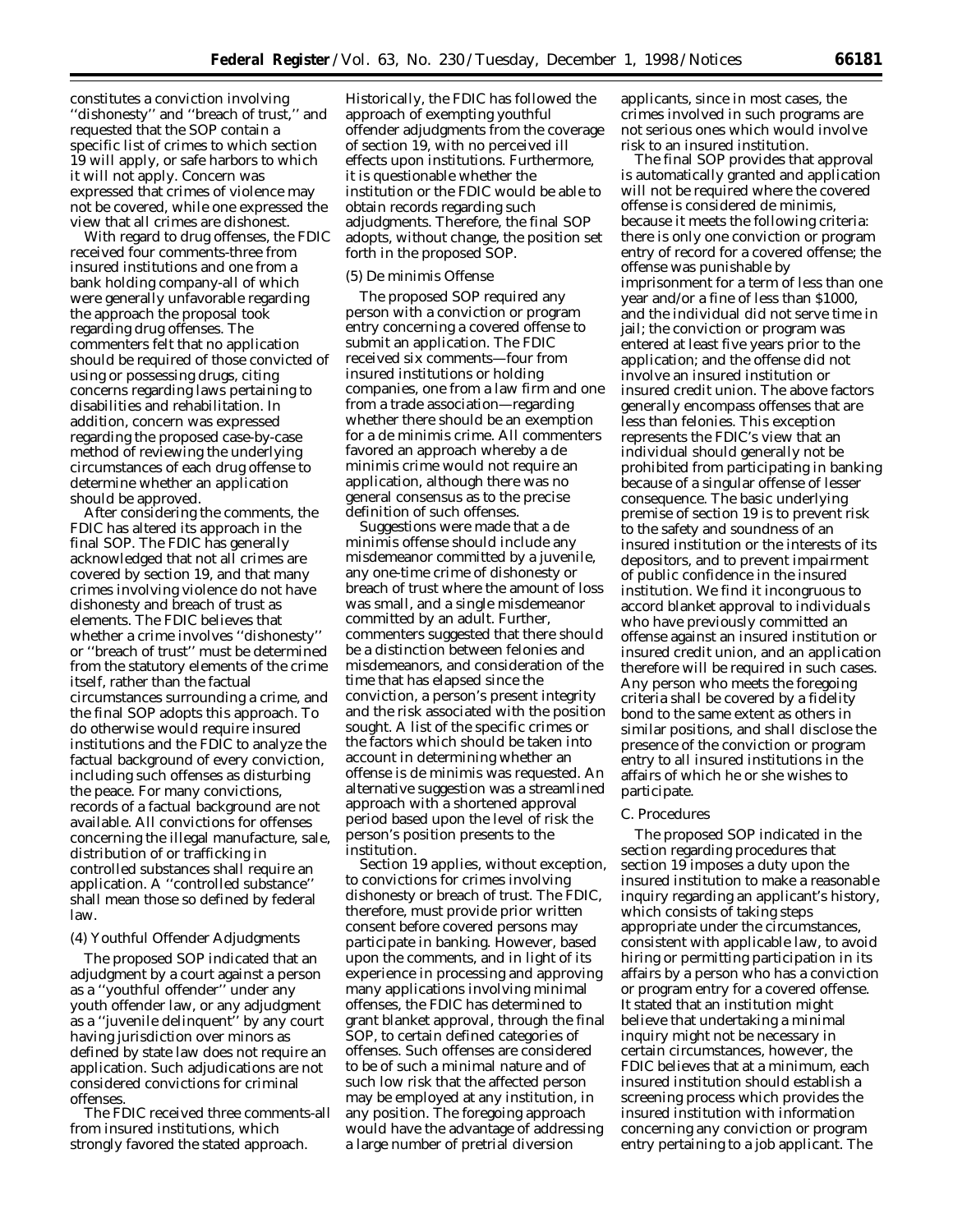constitutes a conviction involving ''dishonesty'' and ''breach of trust,'' and requested that the SOP contain a specific list of crimes to which section 19 will apply, or safe harbors to which it will not apply. Concern was expressed that crimes of violence may not be covered, while one expressed the view that all crimes are dishonest.

With regard to drug offenses, the FDIC received four comments-three from insured institutions and one from a bank holding company-all of which were generally unfavorable regarding the approach the proposal took regarding drug offenses. The commenters felt that no application should be required of those convicted of using or possessing drugs, citing concerns regarding laws pertaining to disabilities and rehabilitation. In addition, concern was expressed regarding the proposed case-by-case method of reviewing the underlying circumstances of each drug offense to determine whether an application should be approved.

After considering the comments, the FDIC has altered its approach in the final SOP. The FDIC has generally acknowledged that not all crimes are covered by section 19, and that many crimes involving violence do not have dishonesty and breach of trust as elements. The FDIC believes that whether a crime involves ''dishonesty'' or ''breach of trust'' must be determined from the statutory elements of the crime itself, rather than the factual circumstances surrounding a crime, and the final SOP adopts this approach. To do otherwise would require insured institutions and the FDIC to analyze the factual background of every conviction, including such offenses as disturbing the peace. For many convictions, records of a factual background are not available. All convictions for offenses concerning the illegal manufacture, sale, distribution of or trafficking in controlled substances shall require an application. A ''controlled substance'' shall mean those so defined by federal law.

(4) Youthful Offender Adjudgments

The proposed SOP indicated that an adjudgment by a court against a person as a ''youthful offender'' under any youth offender law, or any adjudgment as a ''juvenile delinquent'' by any court having jurisdiction over minors as defined by state law does not require an application. Such adjudications are not considered convictions for criminal offenses.

The FDIC received three comments-all from insured institutions, which strongly favored the stated approach. Historically, the FDIC has followed the approach of exempting youthful offender adjudgments from the coverage of section 19, with no perceived ill effects upon institutions. Furthermore, it is questionable whether the institution or the FDIC would be able to obtain records regarding such adjudgments. Therefore, the final SOP adopts, without change, the position set forth in the proposed SOP.

(5) De minimis Offense

The proposed SOP required any person with a conviction or program entry concerning a covered offense to submit an application. The FDIC received six comments—four from insured institutions or holding companies, one from a law firm and one from a trade association—regarding whether there should be an exemption for a de minimis crime. All commenters favored an approach whereby a de minimis crime would not require an application, although there was no general consensus as to the precise definition of such offenses.

Suggestions were made that a de minimis offense should include any misdemeanor committed by a juvenile, any one-time crime of dishonesty or breach of trust where the amount of loss was small, and a single misdemeanor committed by an adult. Further, commenters suggested that there should be a distinction between felonies and misdemeanors, and consideration of the time that has elapsed since the conviction, a person's present integrity and the risk associated with the position sought. A list of the specific crimes or the factors which should be taken into account in determining whether an offense is de minimis was requested. An alternative suggestion was a streamlined approach with a shortened approval period based upon the level of risk the person's position presents to the institution.

Section 19 applies, without exception, to convictions for crimes involving dishonesty or breach of trust. The FDIC, therefore, must provide prior written consent before covered persons may participate in banking. However, based upon the comments, and in light of its experience in processing and approving many applications involving minimal offenses, the FDIC has determined to grant blanket approval, through the final SOP, to certain defined categories of offenses. Such offenses are considered to be of such a minimal nature and of such low risk that the affected person may be employed at any institution, in any position. The foregoing approach would have the advantage of addressing a large number of pretrial diversion applicants, since in most cases, the crimes involved in such programs are not serious ones which would involve risk to an insured institution.

The final SOP provides that approval is automatically granted and application will not be required where the covered offense is considered de minimis, because it meets the following criteria: there is only one conviction or program entry of record for a covered offense; the offense was punishable by imprisonment for a term of less than one year and/or a fine of less than $1000, and the individual did not serve time in jail; the conviction or program was entered at least five years prior to the application; and the offense did not involve an insured institution or insured credit union. The above factors generally encompass offenses that are less than felonies. This exception represents the FDIC's view that an individual should generally not be prohibited from participating in banking because of a singular offense of lesser consequence. The basic underlying premise of section 19 is to prevent risk to the safety and soundness of an insured institution or the interests of its depositors, and to prevent impairment of public confidence in the insured institution. We find it incongruous to accord blanket approval to individuals who have previously committed an offense against an insured institution or insured credit union, and an application therefore will be required in such cases. Any person who meets the foregoing criteria shall be covered by a fidelity bond to the same extent as others in similar positions, and shall disclose the presence of the conviction or program entry to all insured institutions in the affairs of which he or she wishes to participate.

C. Procedures

The proposed SOP indicated in the section regarding procedures that section 19 imposes a duty upon the insured institution to make a reasonable inquiry regarding an applicant's history, which consists of taking steps appropriate under the circumstances, consistent with applicable law, to avoid hiring or permitting participation in its affairs by a person who has a conviction or program entry for a covered offense. It stated that an institution might believe that undertaking a minimal inquiry might not be necessary in certain circumstances, however, the FDIC believes that at a minimum, each insured institution should establish a screening process which provides the insured institution with information concerning any conviction or program entry pertaining to a job applicant. The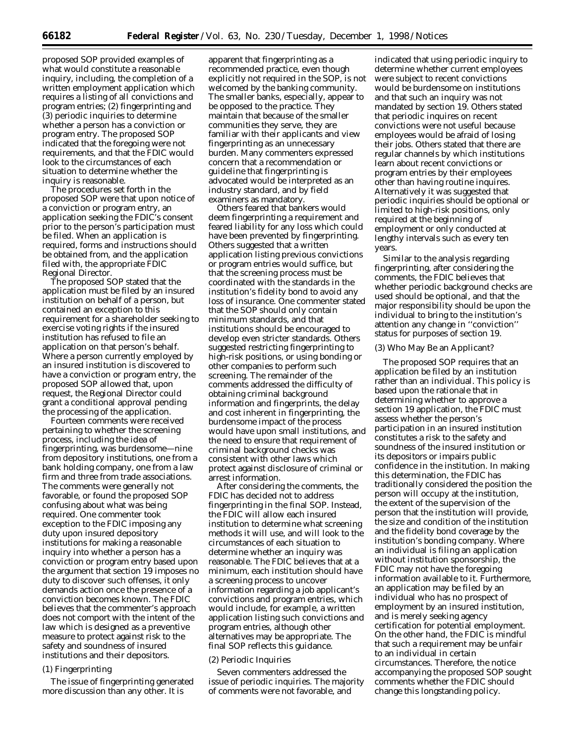proposed SOP provided examples of what would constitute a reasonable inquiry, including, the completion of a written employment application which requires a listing of all convictions and program entries; (2) fingerprinting and (3) periodic inquiries to determine whether a person has a conviction or program entry. The proposed SOP indicated that the foregoing were not requirements, and that the FDIC would look to the circumstances of each situation to determine whether the inquiry is reasonable.

The procedures set forth in the proposed SOP were that upon notice of a conviction or program entry, an application seeking the FDIC's consent prior to the person's participation must be filed. When an application is required, forms and instructions should be obtained from, and the application filed with, the appropriate FDIC Regional Director.

The proposed SOP stated that the application must be filed by an insured institution on behalf of a person, but contained an exception to this requirement for a shareholder seeking to exercise voting rights if the insured institution has refused to file an application on that person's behalf. Where a person currently employed by an insured institution is discovered to have a conviction or program entry, the proposed SOP allowed that, upon request, the Regional Director could grant a conditional approval pending the processing of the application.

Fourteen comments were received pertaining to whether the screening process, including the idea of fingerprinting, was burdensome—nine from depository institutions, one from a bank holding company, one from a law firm and three from trade associations. The comments were generally not favorable, or found the proposed SOP confusing about what was being required. One commenter took exception to the FDIC imposing any duty upon insured depository institutions for making a reasonable inquiry into whether a person has a conviction or program entry based upon the argument that section 19 imposes no duty to discover such offenses, it only demands action once the presence of a conviction becomes known. The FDIC believes that the commenter's approach does not comport with the intent of the law which is designed as a preventive measure to protect against risk to the safety and soundness of insured institutions and their depositors.

*(1) Fingerprinting*

The issue of fingerprinting generated more discussion than any other. It is apparent that fingerprinting as a recommended practice, even though explicitly not required in the SOP, is not welcomed by the banking community. The smaller banks, especially, appear to be opposed to the practice. They maintain that because of the smaller communities they serve, they are familiar with their applicants and view fingerprinting as an unnecessary burden. Many commenters expressed concern that a recommendation or guideline that fingerprinting is advocated would be interpreted as an industry standard, and by field examiners as mandatory.

Others feared that bankers would deem fingerprinting a requirement and feared liability for any loss which could have been prevented by fingerprinting. Others suggested that a written application listing previous convictions or program entries would suffice, but that the screening process must be coordinated with the standards in the institution's fidelity bond to avoid any loss of insurance. One commenter stated that the SOP should only contain minimum standards, and that institutions should be encouraged to develop even stricter standards. Others suggested restricting fingerprinting to high-risk positions, or using bonding or other companies to perform such screening. The remainder of the comments addressed the difficulty of obtaining criminal background information and fingerprints, the delay and cost inherent in fingerprinting, the burdensome impact of the process would have upon small institutions, and the need to ensure that requirement of criminal background checks was consistent with other laws which protect against disclosure of criminal or arrest information.

After considering the comments, the FDIC has decided not to address fingerprinting in the final SOP. Instead, the FDIC will allow each insured institution to determine what screening methods it will use, and will look to the circumstances of each situation to determine whether an inquiry was reasonable. The FDIC believes that at a minimum, each institution should have a screening process to uncover information regarding a job applicant's convictions and program entries, which would include, for example, a written application listing such convictions and program entries, although other alternatives may be appropriate. The final SOP reflects this guidance.

*(2) Periodic Inquiries*

Seven commenters addressed the issue of periodic inquiries. The majority of comments were not favorable, and indicated that using periodic inquiry to determine whether current employees were subject to recent convictions would be burdensome on institutions and that such an inquiry was not mandated by section 19. Others stated that periodic inquires on recent convictions were not useful because employees would be afraid of losing their jobs. Others stated that there are regular channels by which institutions learn about recent convictions or program entries by their employees other than having routine inquires. Alternatively it was suggested that periodic inquiries should be optional or limited to high-risk positions, only required at the beginning of employment or only conducted at lengthy intervals such as every ten years.

Similar to the analysis regarding fingerprinting, after considering the comments, the FDIC believes that whether periodic background checks are used should be optional, and that the major responsibility should be upon the individual to bring to the institution's attention any change in "conviction" status for purposes of section 19.

*(3) Who May Be an Applicant?*

The proposed SOP requires that an application be filed by an institution rather than an individual. This policy is based upon the rationale that in determining whether to approve a section 19 application, the FDIC must assess whether the person's participation in an insured institution constitutes a risk to the safety and soundness of the insured institution or its depositors or impairs public confidence in the institution. In making this determination, the FDIC has traditionally considered the position the person will occupy at the institution, the extent of the supervision of the person that the institution will provide, the size and condition of the institution and the fidelity bond coverage by the institution's bonding company. Where an individual is filing an application without institution sponsorship, the FDIC may not have the foregoing information available to it. Furthermore, an application may be filed by an individual who has no prospect of employment by an insured institution, and is merely seeking agency certification for potential employment. On the other hand, the FDIC is mindful that such a requirement may be unfair to an individual in certain circumstances. Therefore, the notice accompanying the proposed SOP sought comments whether the FDIC should change this longstanding policy.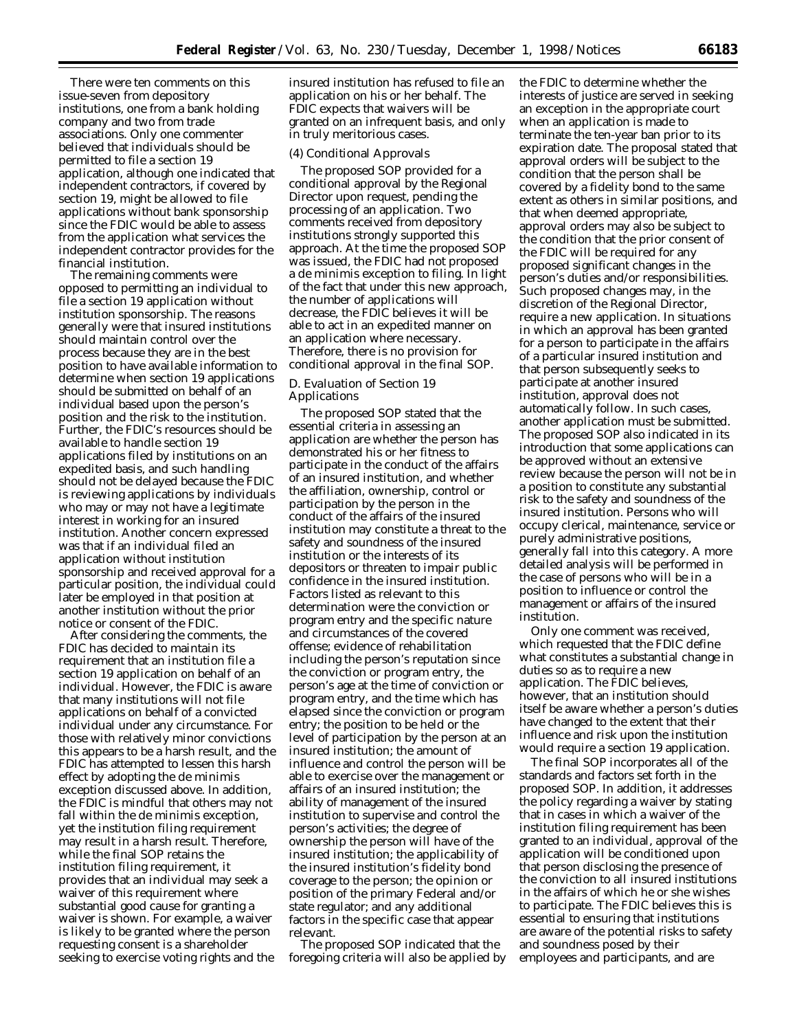There were ten comments on this issue-seven from depository institutions, one from a bank holding company and two from trade associations. Only one commenter believed that individuals should be permitted to file a section 19 application, although one indicated that independent contractors, if covered by section 19, might be allowed to file applications without bank sponsorship since the FDIC would be able to assess from the application what services the independent contractor provides for the financial institution.

The remaining comments were opposed to permitting an individual to file a section 19 application without institution sponsorship. The reasons generally were that insured institutions should maintain control over the process because they are in the best position to have available information to determine when section 19 applications should be submitted on behalf of an individual based upon the person's position and the risk to the institution. Further, the FDIC's resources should be available to handle section 19 applications filed by institutions on an expedited basis, and such handling should not be delayed because the FDIC is reviewing applications by individuals who may or may not have a legitimate interest in working for an insured institution. Another concern expressed was that if an individual filed an application without institution sponsorship and received approval for a particular position, the individual could later be employed in that position at another institution without the prior notice or consent of the FDIC.

After considering the comments, the FDIC has decided to maintain its requirement that an institution file a section 19 application on behalf of an individual. However, the FDIC is aware that many institutions will not file applications on behalf of a convicted individual under any circumstance. For those with relatively minor convictions this appears to be a harsh result, and the FDIC has attempted to lessen this harsh effect by adopting the de minimis exception discussed above. In addition, the FDIC is mindful that others may not fall within the de minimis exception, yet the institution filing requirement may result in a harsh result. Therefore, while the final SOP retains the institution filing requirement, it provides that an individual may seek a waiver of this requirement where substantial good cause for granting a waiver is shown. For example, a waiver is likely to be granted where the person requesting consent is a shareholder seeking to exercise voting rights and the insured institution has refused to file an application on his or her behalf. The FDIC expects that waivers will be granted on an infrequent basis, and only in truly meritorious cases.

(4) Conditional Approvals

The proposed SOP provided for a conditional approval by the Regional Director upon request, pending the processing of an application. Two comments received from depository institutions strongly supported this approach. At the time the proposed SOP was issued, the FDIC had not proposed a de minimis exception to filing. In light of the fact that under this new approach, the number of applications will decrease, the FDIC believes it will be able to act in an expedited manner on an application where necessary. Therefore, there is no provision for conditional approval in the final SOP.

D. Evaluation of Section 19 Applications

The proposed SOP stated that the essential criteria in assessing an application are whether the person has demonstrated his or her fitness to participate in the conduct of the affairs of an insured institution, and whether the affiliation, ownership, control or participation by the person in the conduct of the affairs of the insured institution may constitute a threat to the safety and soundness of the insured institution or the interests of its depositors or threaten to impair public confidence in the insured institution. Factors listed as relevant to this determination were the conviction or program entry and the specific nature and circumstances of the covered offense; evidence of rehabilitation including the person's reputation since the conviction or program entry, the person's age at the time of conviction or program entry, and the time which has elapsed since the conviction or program entry; the position to be held or the level of participation by the person at an insured institution; the amount of influence and control the person will be able to exercise over the management or affairs of an insured institution; the ability of management of the insured institution to supervise and control the person's activities; the degree of ownership the person will have of the insured institution; the applicability of the insured institution's fidelity bond coverage to the person; the opinion or position of the primary Federal and/or state regulator; and any additional factors in the specific case that appear relevant.

The proposed SOP indicated that the foregoing criteria will also be applied by the FDIC to determine whether the interests of justice are served in seeking an exception in the appropriate court when an application is made to terminate the ten-year ban prior to its expiration date. The proposal stated that approval orders will be subject to the condition that the person shall be covered by a fidelity bond to the same extent as others in similar positions, and that when deemed appropriate, approval orders may also be subject to the condition that the prior consent of the FDIC will be required for any proposed significant changes in the person's duties and/or responsibilities. Such proposed changes may, in the discretion of the Regional Director, require a new application. In situations in which an approval has been granted for a person to participate in the affairs of a particular insured institution and that person subsequently seeks to participate at another insured institution, approval does not automatically follow. In such cases, another application must be submitted. The proposed SOP also indicated in its introduction that some applications can be approved without an extensive review because the person will not be in a position to constitute any substantial risk to the safety and soundness of the insured institution. Persons who will occupy clerical, maintenance, service or purely administrative positions, generally fall into this category. A more detailed analysis will be performed in the case of persons who will be in a position to influence or control the management or affairs of the insured institution.

Only one comment was received, which requested that the FDIC define what constitutes a substantial change in duties so as to require a new application. The FDIC believes, however, that an institution should itself be aware whether a person's duties have changed to the extent that their influence and risk upon the institution would require a section 19 application.

The final SOP incorporates all of the standards and factors set forth in the proposed SOP. In addition, it addresses the policy regarding a waiver by stating that in cases in which a waiver of the institution filing requirement has been granted to an individual, approval of the application will be conditioned upon that person disclosing the presence of the conviction to all insured institutions in the affairs of which he or she wishes to participate. The FDIC believes this is essential to ensuring that institutions are aware of the potential risks to safety and soundness posed by their employees and participants, and are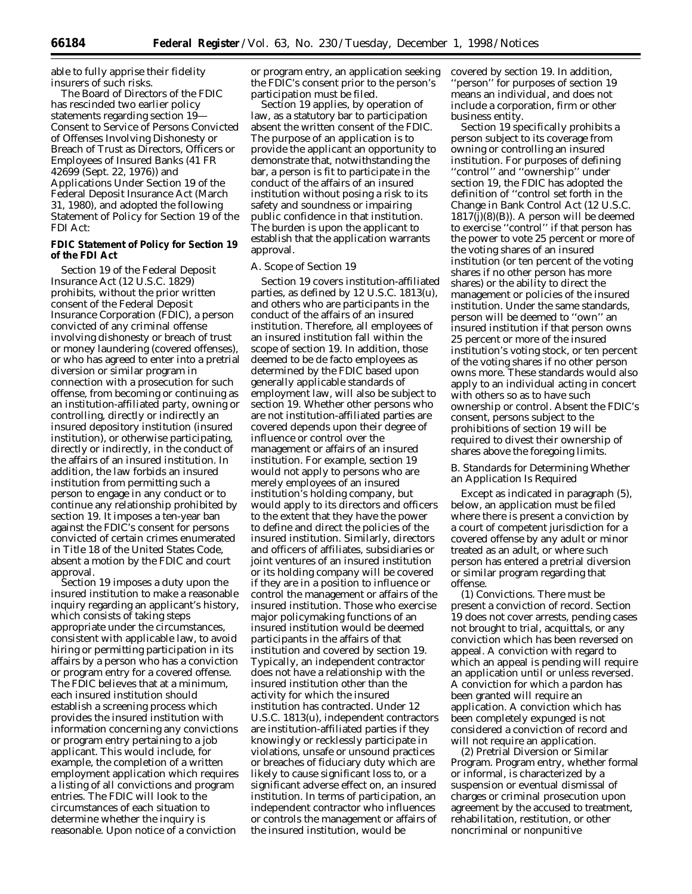able to fully apprise their fidelity insurers of such risks.

The Board of Directors of the FDIC has rescinded two earlier policy statements regarding section 19—Consent to Service of Persons Convicted of Offenses Involving Dishonesty or Breach of Trust as Directors, Officers or Employees of Insured Banks (41 FR 42699 (Sept. 22, 1976)) and Applications Under Section 19 of the Federal Deposit Insurance Act (March 31, 1980), and adopted the following Statement of Policy for Section 19 of the FDI Act:

**FDIC Statement of Policy for Section 19 of the FDI Act**

Section 19 of the Federal Deposit Insurance Act (12 U.S.C. 1829) prohibits, without the prior written consent of the Federal Deposit Insurance Corporation (FDIC), a person convicted of any criminal offense involving dishonesty or breach of trust or money laundering (covered offenses), or who has agreed to enter into a pretrial diversion or similar program in connection with a prosecution for such offense, from becoming or continuing as an institution-affiliated party, owning or controlling, directly or indirectly an insured depository institution (insured institution), or otherwise participating, directly or indirectly, in the conduct of the affairs of an insured institution. In addition, the law forbids an insured institution from permitting such a person to engage in any conduct or to continue any relationship prohibited by section 19. It imposes a ten-year ban against the FDIC's consent for persons convicted of certain crimes enumerated in Title 18 of the United States Code, absent a motion by the FDIC and court approval.

Section 19 imposes a duty upon the insured institution to make a reasonable inquiry regarding an applicant's history, which consists of taking steps appropriate under the circumstances, consistent with applicable law, to avoid hiring or permitting participation in its affairs by a person who has a conviction or program entry for a covered offense. The FDIC believes that at a minimum, each insured institution should establish a screening process which provides the insured institution with information concerning any convictions or program entry pertaining to a job applicant. This would include, for example, the completion of a written employment application which requires a listing of all convictions and program entries. The FDIC will look to the circumstances of each situation to determine whether the inquiry is reasonable. Upon notice of a conviction or program entry, an application seeking the FDIC's consent prior to the person's participation must be filed.

Section 19 applies, by operation of law, as a statutory bar to participation absent the written consent of the FDIC. The purpose of an application is to provide the applicant an opportunity to demonstrate that, notwithstanding the bar, a person is fit to participate in the conduct of the affairs of an insured institution without posing a risk to its safety and soundness or impairing public confidence in that institution. The burden is upon the applicant to establish that the application warrants approval.

*A. Scope of Section 19*

Section 19 covers institution-affiliated parties, as defined by 12 U.S.C. 1813(u), and others who are participants in the conduct of the affairs of an insured institution. Therefore, all employees of an insured institution fall within the scope of section 19. In addition, those deemed to be de facto employees as determined by the FDIC based upon generally applicable standards of employment law, will also be subject to section 19. Whether other persons who are not institution-affiliated parties are covered depends upon their degree of influence or control over the management or affairs of an insured institution. For example, section 19 would not apply to persons who are merely employees of an insured institution's holding company, but would apply to its directors and officers to the extent that they have the power to define and direct the policies of the insured institution. Similarly, directors and officers of affiliates, subsidiaries or joint ventures of an insured institution or its holding company will be covered if they are in a position to influence or control the management or affairs of the insured institution. Those who exercise major policymaking functions of an insured institution would be deemed participants in the affairs of that institution and covered by section 19. Typically, an independent contractor does not have a relationship with the insured institution other than the activity for which the insured institution has contracted. Under 12 U.S.C. 1813(u), independent contractors are institution-affiliated parties if they knowingly or recklessly participate in violations, unsafe or unsound practices or breaches of fiduciary duty which are likely to cause significant loss to, or a significant adverse effect on, an insured institution. In terms of participation, an independent contractor who influences or controls the management or affairs of the insured institution, would be covered by section 19. In addition, ''person'' for purposes of section 19 means an individual, and does not include a corporation, firm or other business entity.

Section 19 specifically prohibits a person subject to its coverage from owning or controlling an insured institution. For purposes of defining ''control'' and ''ownership'' under section 19, the FDIC has adopted the definition of ''control set forth in the Change in Bank Control Act (12 U.S.C. 1817(j)(8)(B)). A person will be deemed to exercise ''control'' if that person has the power to vote 25 percent or more of the voting shares of an insured institution (or ten percent of the voting shares if no other person has more shares) or the ability to direct the management or policies of the insured institution. Under the same standards, person will be deemed to ''own'' an insured institution if that person owns 25 percent or more of the insured institution's voting stock, or ten percent of the voting shares if no other person owns more. These standards would also apply to an individual acting in concert with others so as to have such ownership or control. Absent the FDIC's consent, persons subject to the prohibitions of section 19 will be required to divest their ownership of shares above the foregoing limits.

*B. Standards for Determining Whether an Application Is Required*

Except as indicated in paragraph (5), below, an application must be filed where there is present a conviction by a court of competent jurisdiction for a covered offense by any adult or minor treated as an adult, or where such person has entered a pretrial diversion or similar program regarding that offense.

(1) *Convictions.* There must be present a conviction of record. Section 19 does not cover arrests, pending cases not brought to trial, acquittals, or any conviction which has been reversed on appeal. A conviction with regard to which an appeal is pending will require an application until or unless reversed. A conviction for which a pardon has been granted will require an application. A conviction which has been completely expunged is not considered a conviction of record and will not require an application.

(2) *Pretrial Diversion or Similar Program.* Program entry, whether formal or informal, is characterized by a suspension or eventual dismissal of charges or criminal prosecution upon agreement by the accused to treatment, rehabilitation, restitution, or other noncriminal or nonpunitive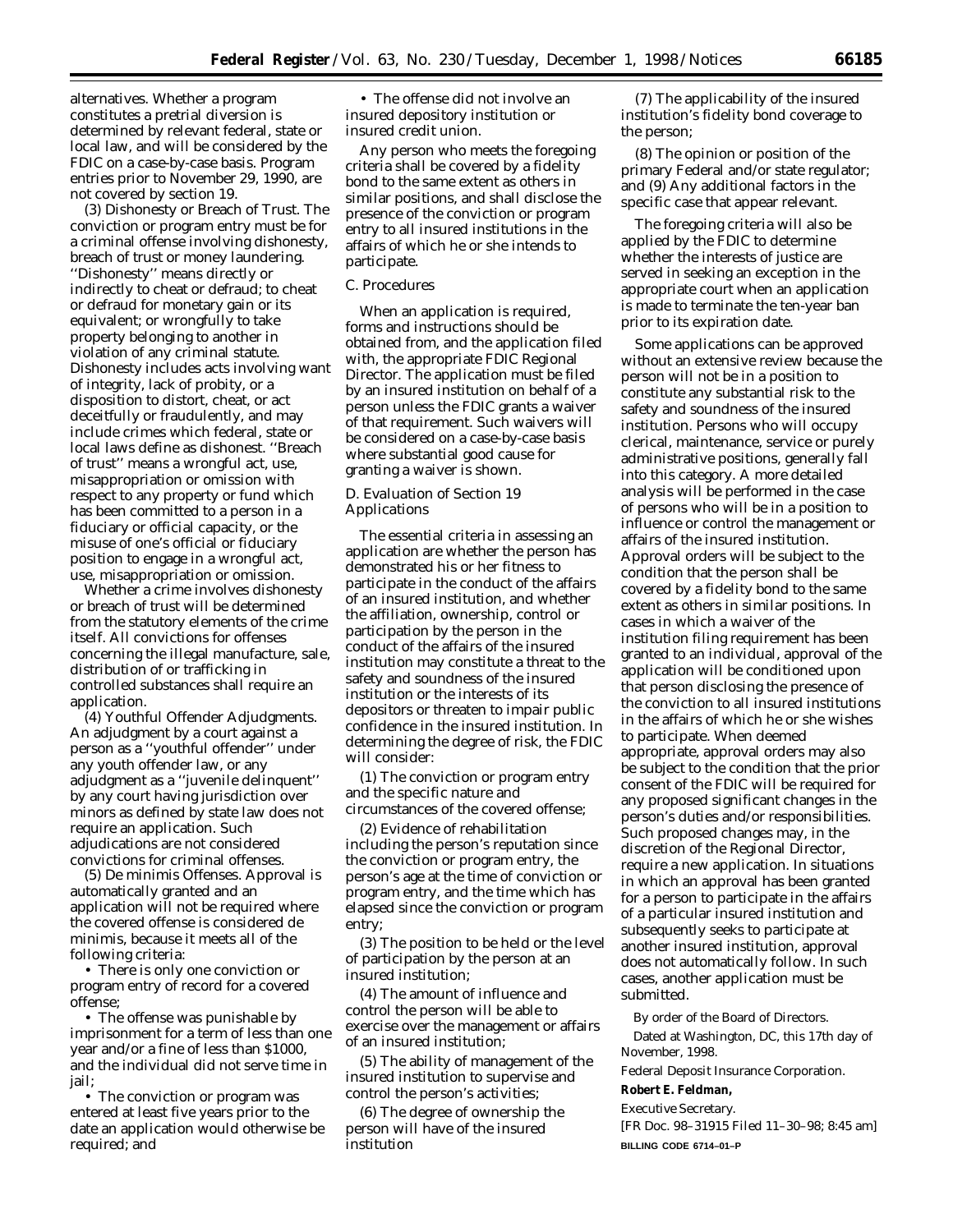alternatives. Whether a program constitutes a pretrial diversion is determined by relevant federal, state or local law, and will be considered by the FDIC on a case-by-case basis. Program entries prior to November 29, 1990, are not covered by section 19.

(3) Dishonesty or Breach of Trust. The conviction or program entry must be for a criminal offense involving dishonesty, breach of trust or money laundering. ''Dishonesty'' means directly or indirectly to cheat or defraud; to cheat or defraud for monetary gain or its equivalent; or wrongfully to take property belonging to another in violation of any criminal statute. Dishonesty includes acts involving want of integrity, lack of probity, or a disposition to distort, cheat, or act deceitfully or fraudulently, and may include crimes which federal, state or local laws define as dishonest. ''Breach of trust'' means a wrongful act, use, misappropriation or omission with respect to any property or fund which has been committed to a person in a fiduciary or official capacity, or the misuse of one's official or fiduciary position to engage in a wrongful act, use, misappropriation or omission.

Whether a crime involves dishonesty or breach of trust will be determined from the statutory elements of the crime itself. All convictions for offenses concerning the illegal manufacture, sale, distribution of or trafficking in controlled substances shall require an application.

(4) Youthful Offender Adjudgments. An adjudgment by a court against a person as a ''youthful offender'' under any youth offender law, or any adjudgment as a ''juvenile delinquent'' by any court having jurisdiction over minors as defined by state law does not require an application. Such adjudications are not considered convictions for criminal offenses.

(5) De minimis Offenses. Approval is automatically granted and an application will not be required where the covered offense is considered de minimis, because it meets all of the following criteria:

- There is only one conviction or program entry of record for a covered offense;
- The offense was punishable by imprisonment for a term of less than one year and/or a fine of less than $1000, and the individual did not serve time in jail;
- The conviction or program was entered at least five years prior to the date an application would otherwise be required; and
- The offense did not involve an insured depository institution or insured credit union.

Any person who meets the foregoing criteria shall be covered by a fidelity bond to the same extent as others in similar positions, and shall disclose the presence of the conviction or program entry to all insured institutions in the affairs of which he or she intends to participate.

C. Procedures

When an application is required, forms and instructions should be obtained from, and the application filed with, the appropriate FDIC Regional Director. The application must be filed by an insured institution on behalf of a person unless the FDIC grants a waiver of that requirement. Such waivers will be considered on a case-by-case basis where substantial good cause for granting a waiver is shown.

D. Evaluation of Section 19 Applications

The essential criteria in assessing an application are whether the person has demonstrated his or her fitness to participate in the conduct of the affairs of an insured institution, and whether the affiliation, ownership, control or participation by the person in the conduct of the affairs of the insured institution may constitute a threat to the safety and soundness of the insured institution or the interests of its depositors or threaten to impair public confidence in the insured institution. In determining the degree of risk, the FDIC will consider:

(1) The conviction or program entry and the specific nature and circumstances of the covered offense;

(2) Evidence of rehabilitation including the person's reputation since the conviction or program entry, the person's age at the time of conviction or program entry, and the time which has elapsed since the conviction or program entry;

(3) The position to be held or the level of participation by the person at an insured institution;

(4) The amount of influence and control the person will be able to exercise over the management or affairs of an insured institution;

(5) The ability of management of the insured institution to supervise and control the person's activities;

(6) The degree of ownership the person will have of the insured institution

(7) The applicability of the insured institution's fidelity bond coverage to the person;

(8) The opinion or position of the primary Federal and/or state regulator; and (9) Any additional factors in the specific case that appear relevant.

The foregoing criteria will also be applied by the FDIC to determine whether the interests of justice are served in seeking an exception in the appropriate court when an application is made to terminate the ten-year ban prior to its expiration date.

Some applications can be approved without an extensive review because the person will not be in a position to constitute any substantial risk to the safety and soundness of the insured institution. Persons who will occupy clerical, maintenance, service or purely administrative positions, generally fall into this category. A more detailed analysis will be performed in the case of persons who will be in a position to influence or control the management or affairs of the insured institution. Approval orders will be subject to the condition that the person shall be covered by a fidelity bond to the same extent as others in similar positions. In cases in which a waiver of the institution filing requirement has been granted to an individual, approval of the application will be conditioned upon that person disclosing the presence of the conviction to all insured institutions in the affairs of which he or she wishes to participate. When deemed appropriate, approval orders may also be subject to the condition that the prior consent of the FDIC will be required for any proposed significant changes in the person's duties and/or responsibilities. Such proposed changes may, in the discretion of the Regional Director, require a new application. In situations in which an approval has been granted for a person to participate in the affairs of a particular insured institution and subsequently seeks to participate at another insured institution, approval does not automatically follow. In such cases, another application must be submitted.

By order of the Board of Directors.

Dated at Washington, DC, this 17th day of November, 1998.

Federal Deposit Insurance Corporation.

**Robert E. Feldman,**

*Executive Secretary.*

[FR Doc. 98–31915 Filed 11–30–98; 8:45 am]

**BILLING CODE 6714–01–P**